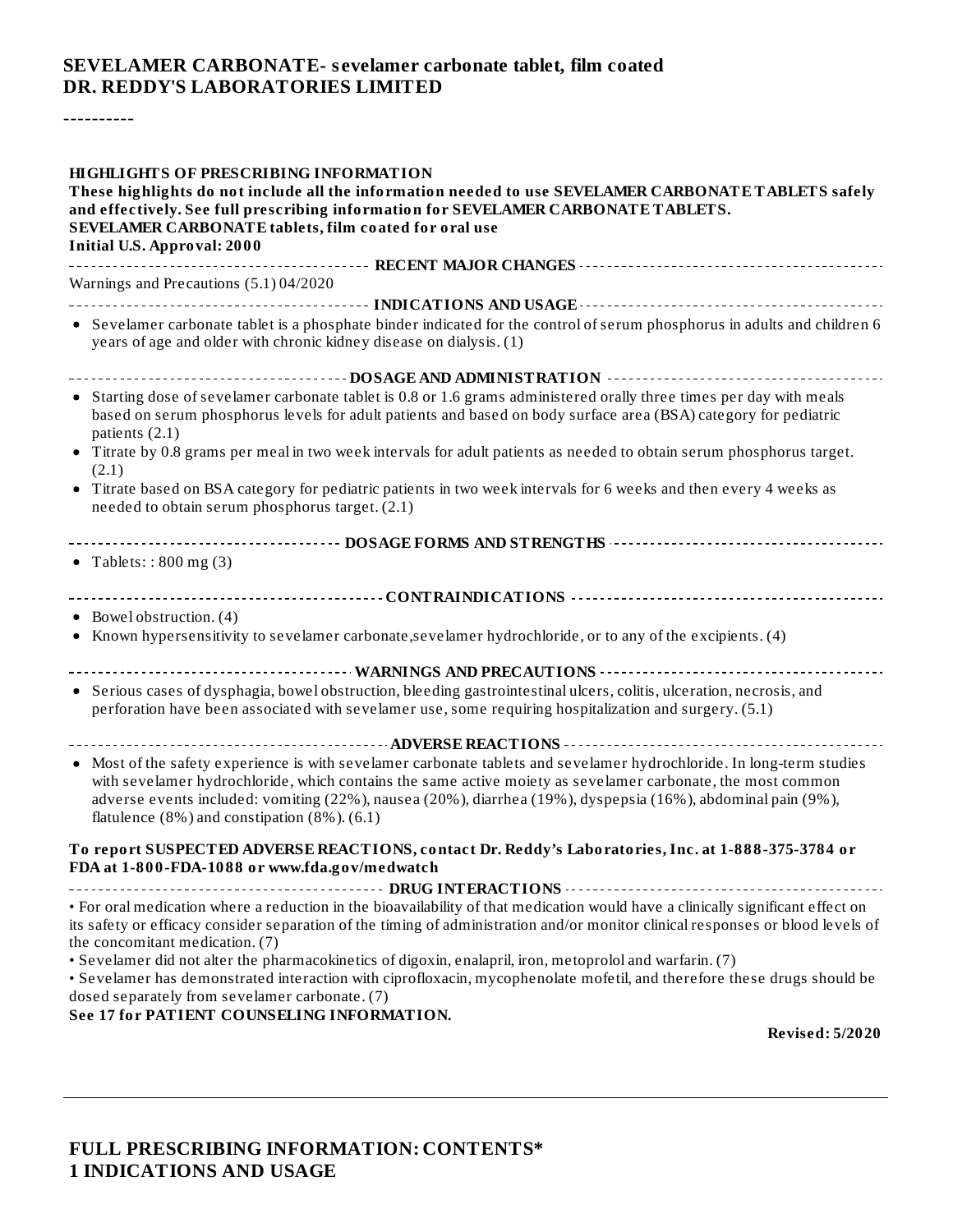**SEVELAMER CARBONATE- sevelamer carbonate tablet, film coated**
**DR. REDDY'S LABORATORIES LIMITED**

----------

**HIGHLIGHTS OF PRESCRIBING INFORMATION**
**These highlights do not include all the information needed to use SEVELAMER CARBONATE TABLETS safely and effectively. See full prescribing information for SEVELAMER CARBONATE TABLETS.**
**SEVELAMER CARBONATE tablets, film coated for oral use**
**Initial U.S. Approval: 2000**

**RECENT MAJOR CHANGES**

Warnings and Precautions (5.1) 04/2020

**INDICATIONS AND USAGE**

- Sevelamer carbonate tablet is a phosphate binder indicated for the control of serum phosphorus in adults and children 6 years of age and older with chronic kidney disease on dialysis. (1)

**DOSAGE AND ADMINISTRATION**

- Starting dose of sevelamer carbonate tablet is 0.8 or 1.6 grams administered orally three times per day with meals based on serum phosphorus levels for adult patients and based on body surface area (BSA) category for pediatric patients (2.1)
- Titrate by 0.8 grams per meal in two week intervals for adult patients as needed to obtain serum phosphorus target. (2.1)
- Titrate based on BSA category for pediatric patients in two week intervals for 6 weeks and then every 4 weeks as needed to obtain serum phosphorus target. (2.1)

**DOSAGE FORMS AND STRENGTHS**

- Tablets: : 800 mg (3)

**CONTRAINDICATIONS**

- Bowel obstruction. (4)
- Known hypersensitivity to sevelamer carbonate,sevelamer hydrochloride, or to any of the excipients. (4)

**WARNINGS AND PRECAUTIONS**

- Serious cases of dysphagia, bowel obstruction, bleeding gastrointestinal ulcers, colitis, ulceration, necrosis, and perforation have been associated with sevelamer use, some requiring hospitalization and surgery. (5.1)

**ADVERSE REACTIONS**

- Most of the safety experience is with sevelamer carbonate tablets and sevelamer hydrochloride. In long-term studies with sevelamer hydrochloride, which contains the same active moiety as sevelamer carbonate, the most common adverse events included: vomiting (22%), nausea (20%), diarrhea (19%), dyspepsia (16%), abdominal pain (9%), flatulence (8%) and constipation (8%). (6.1)

**To report SUSPECTED ADVERSE REACTIONS, contact Dr. Reddy's Laboratories, Inc. at 1-888-375-3784 or FDA at 1-800-FDA-1088 or www.fda.gov/medwatch**

**DRUG INTERACTIONS**

• For oral medication where a reduction in the bioavailability of that medication would have a clinically significant effect on its safety or efficacy consider separation of the timing of administration and/or monitor clinical responses or blood levels of the concomitant medication. (7)

• Sevelamer did not alter the pharmacokinetics of digoxin, enalapril, iron, metoprolol and warfarin. (7)

• Sevelamer has demonstrated interaction with ciprofloxacin, mycophenolate mofetil, and therefore these drugs should be dosed separately from sevelamer carbonate. (7)

**See 17 for PATIENT COUNSELING INFORMATION.**

**Revised: 5/2020**

---

## FULL PRESCRIBING INFORMATION: CONTENTS*

## 1 INDICATIONS AND USAGE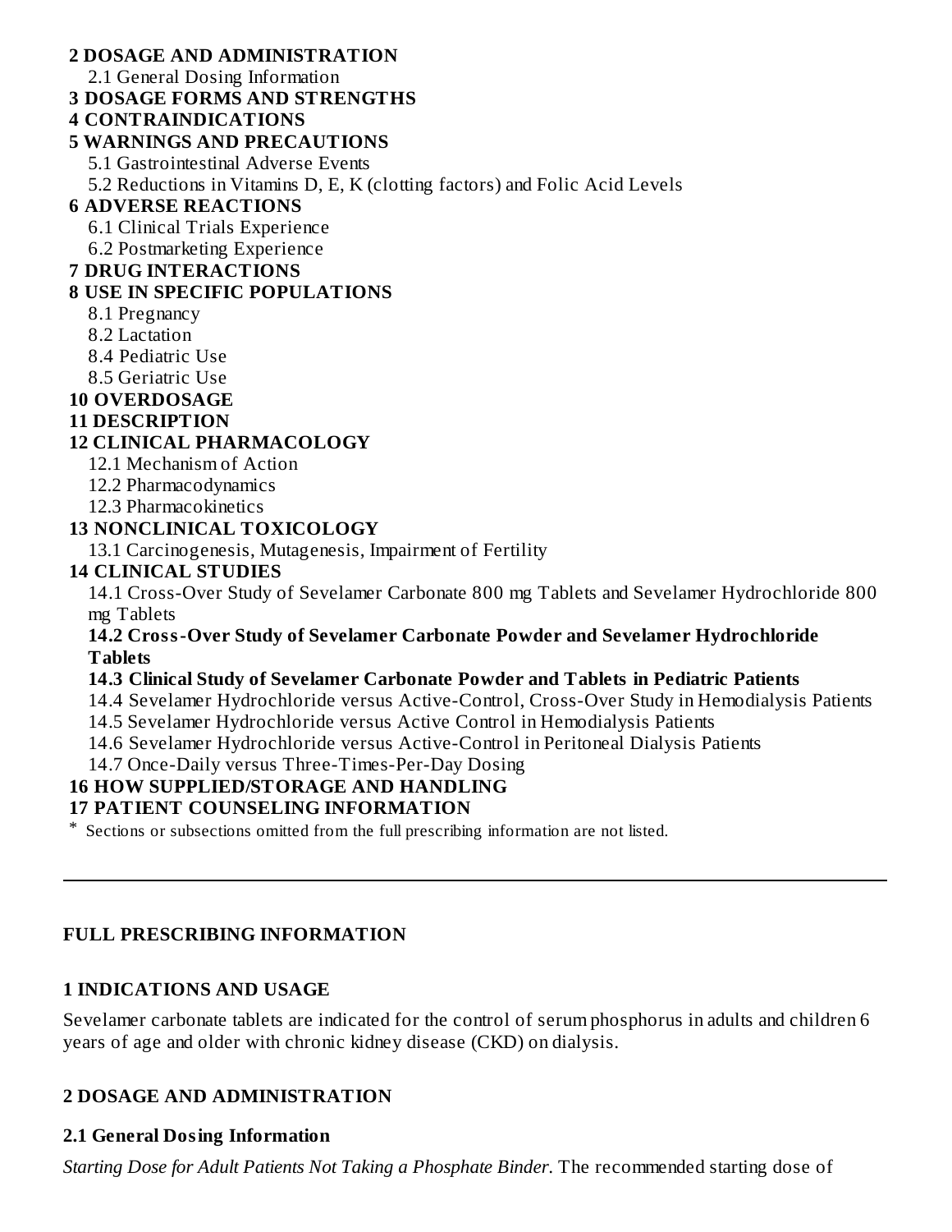**2 DOSAGE AND ADMINISTRATION**
- 2.1 General Dosing Information

**3 DOSAGE FORMS AND STRENGTHS**

**4 CONTRAINDICATIONS**

**5 WARNINGS AND PRECAUTIONS**
- 5.1 Gastrointestinal Adverse Events
- 5.2 Reductions in Vitamins D, E, K (clotting factors) and Folic Acid Levels

**6 ADVERSE REACTIONS**
- 6.1 Clinical Trials Experience
- 6.2 Postmarketing Experience

**7 DRUG INTERACTIONS**

**8 USE IN SPECIFIC POPULATIONS**
- 8.1 Pregnancy
- 8.2 Lactation
- 8.4 Pediatric Use
- 8.5 Geriatric Use

**10 OVERDOSAGE**

**11 DESCRIPTION**

**12 CLINICAL PHARMACOLOGY**
- 12.1 Mechanism of Action
- 12.2 Pharmacodynamics
- 12.3 Pharmacokinetics

**13 NONCLINICAL TOXICOLOGY**
- 13.1 Carcinogenesis, Mutagenesis, Impairment of Fertility

**14 CLINICAL STUDIES**
- 14.1 Cross-Over Study of Sevelamer Carbonate 800 mg Tablets and Sevelamer Hydrochloride 800 mg Tablets
- **14.2 Cross-Over Study of Sevelamer Carbonate Powder and Sevelamer Hydrochloride Tablets**
- **14.3 Clinical Study of Sevelamer Carbonate Powder and Tablets in Pediatric Patients**
- 14.4 Sevelamer Hydrochloride versus Active-Control, Cross-Over Study in Hemodialysis Patients
- 14.5 Sevelamer Hydrochloride versus Active Control in Hemodialysis Patients
- 14.6 Sevelamer Hydrochloride versus Active-Control in Peritoneal Dialysis Patients
- 14.7 Once-Daily versus Three-Times-Per-Day Dosing

**16 HOW SUPPLIED/STORAGE AND HANDLING**

**17 PATIENT COUNSELING INFORMATION**

* Sections or subsections omitted from the full prescribing information are not listed.

---

## FULL PRESCRIBING INFORMATION

## 1 INDICATIONS AND USAGE

Sevelamer carbonate tablets are indicated for the control of serum phosphorus in adults and children 6 years of age and older with chronic kidney disease (CKD) on dialysis.

## 2 DOSAGE AND ADMINISTRATION

### 2.1 General Dosing Information

*Starting Dose for Adult Patients Not Taking a Phosphate Binder.* The recommended starting dose of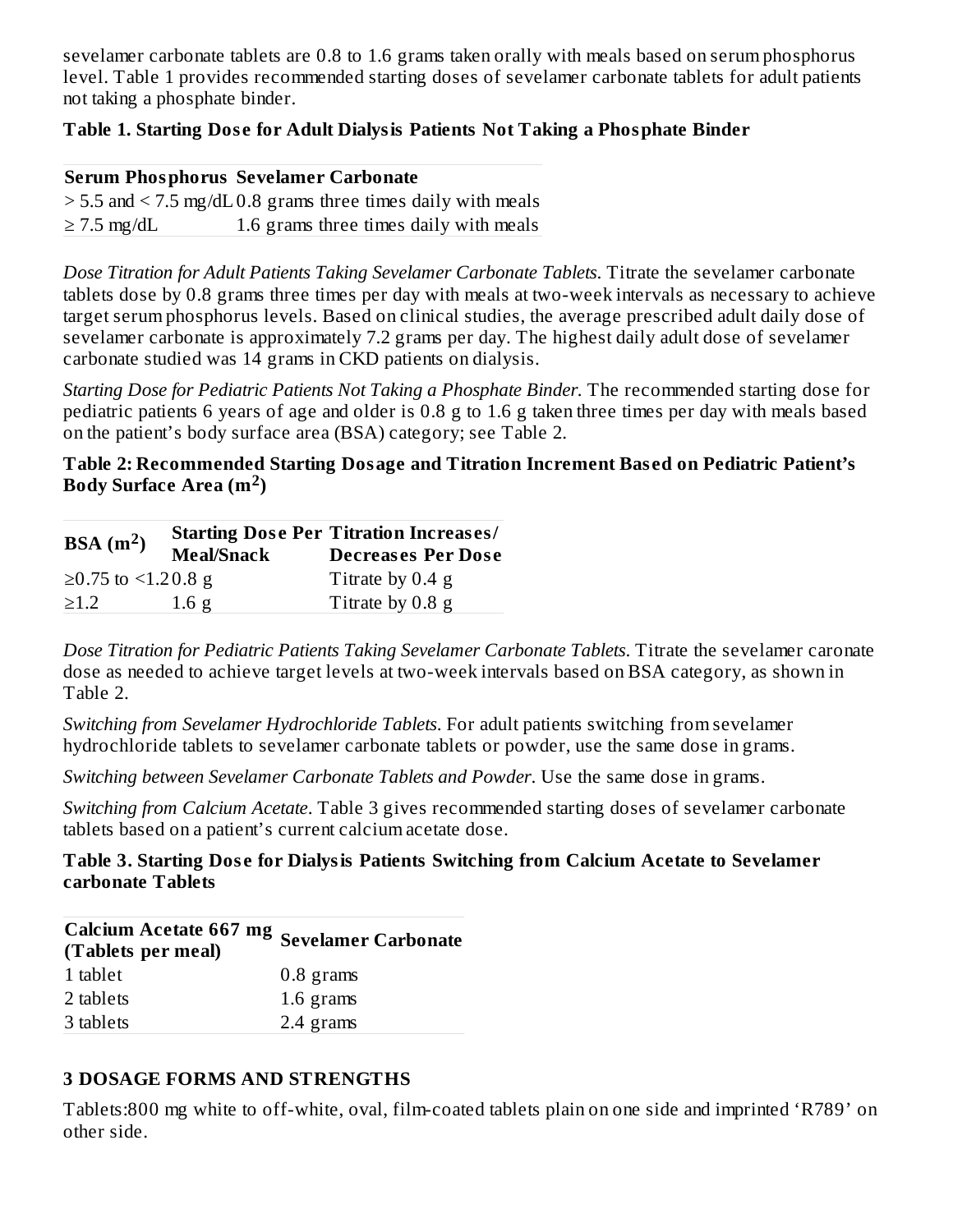sevelamer carbonate tablets are 0.8 to 1.6 grams taken orally with meals based on serum phosphorus level. Table 1 provides recommended starting doses of sevelamer carbonate tablets for adult patients not taking a phosphate binder.

**Table 1. Starting Dose for Adult Dialysis Patients Not Taking a Phosphate Binder**

| Serum Phosphorus | Sevelamer Carbonate |
|---|---|
| > 5.5 and < 7.5 mg/dL | 0.8 grams three times daily with meals |
| ≥ 7.5 mg/dL | 1.6 grams three times daily with meals |

*Dose Titration for Adult Patients Taking Sevelamer Carbonate Tablets.* Titrate the sevelamer carbonate tablets dose by 0.8 grams three times per day with meals at two-week intervals as necessary to achieve target serum phosphorus levels. Based on clinical studies, the average prescribed adult daily dose of sevelamer carbonate is approximately 7.2 grams per day. The highest daily adult dose of sevelamer carbonate studied was 14 grams in CKD patients on dialysis.

*Starting Dose for Pediatric Patients Not Taking a Phosphate Binder.* The recommended starting dose for pediatric patients 6 years of age and older is 0.8 g to 1.6 g taken three times per day with meals based on the patient's body surface area (BSA) category; see Table 2.

**Table 2: Recommended Starting Dosage and Titration Increment Based on Pediatric Patient's Body Surface Area ($m^2$)**

| BSA ($m^2$) | Starting Dose Per Meal/Snack | Titration Increases/ Decreases Per Dose |
|---|---|---|
| ≥0.75 to <1.2 | 0.8 g | Titrate by 0.4 g |
| ≥1.2 | 1.6 g | Titrate by 0.8 g |

*Dose Titration for Pediatric Patients Taking Sevelamer Carbonate Tablets.* Titrate the sevelamer caronate dose as needed to achieve target levels at two-week intervals based on BSA category, as shown in Table 2.

*Switching from Sevelamer Hydrochloride Tablets.* For adult patients switching from sevelamer hydrochloride tablets to sevelamer carbonate tablets or powder, use the same dose in grams.

*Switching between Sevelamer Carbonate Tablets and Powder.* Use the same dose in grams.

*Switching from Calcium Acetate.* Table 3 gives recommended starting doses of sevelamer carbonate tablets based on a patient's current calcium acetate dose.

**Table 3. Starting Dose for Dialysis Patients Switching from Calcium Acetate to Sevelamer carbonate Tablets**

| Calcium Acetate 667 mg (Tablets per meal) | Sevelamer Carbonate |
|---|---|
| 1 tablet | 0.8 grams |
| 2 tablets | 1.6 grams |
| 3 tablets | 2.4 grams |

## 3 DOSAGE FORMS AND STRENGTHS

Tablets:800 mg white to off-white, oval, film-coated tablets plain on one side and imprinted 'R789' on other side.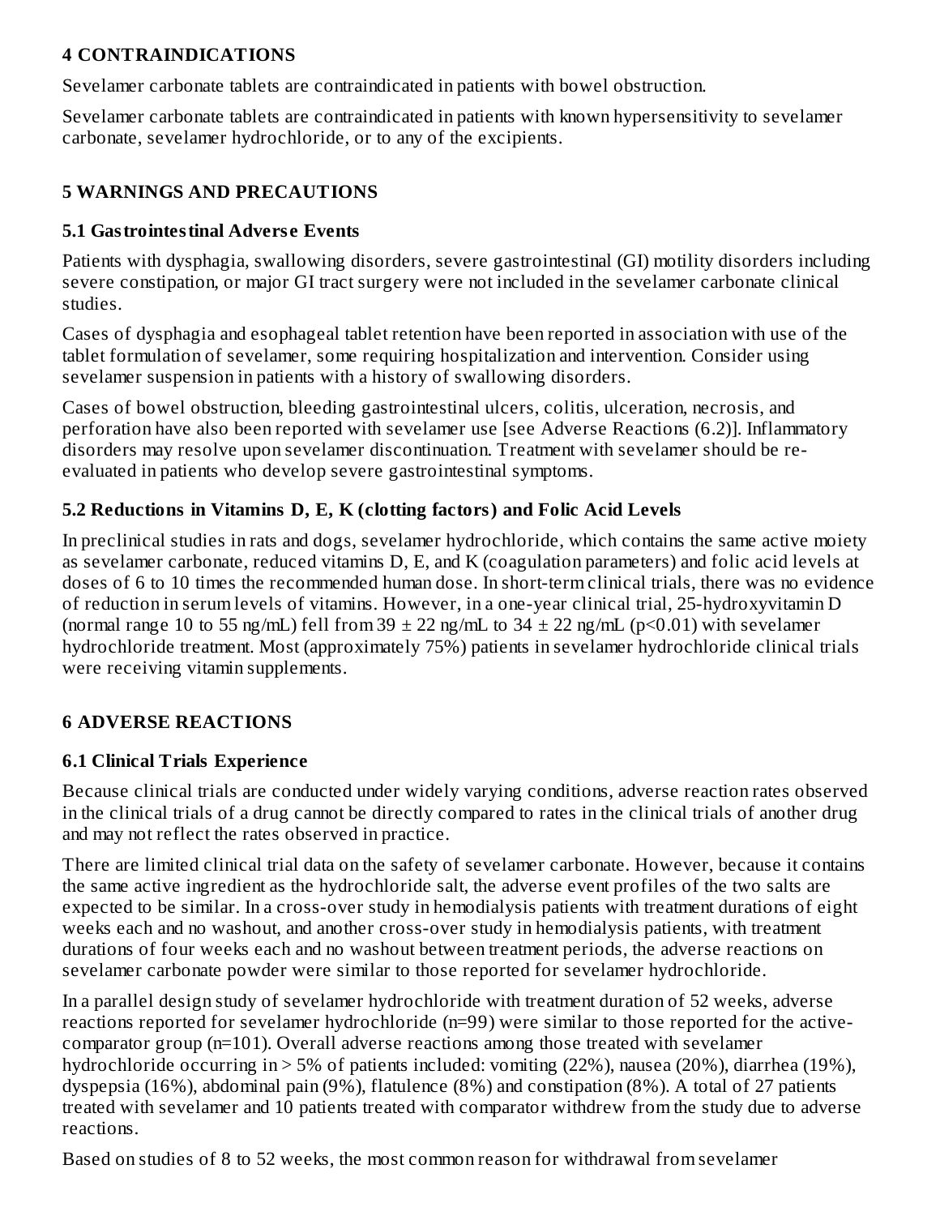## 4 CONTRAINDICATIONS

Sevelamer carbonate tablets are contraindicated in patients with bowel obstruction.

Sevelamer carbonate tablets are contraindicated in patients with known hypersensitivity to sevelamer carbonate, sevelamer hydrochloride, or to any of the excipients.

## 5 WARNINGS AND PRECAUTIONS

### 5.1 Gastrointestinal Adverse Events

Patients with dysphagia, swallowing disorders, severe gastrointestinal (GI) motility disorders including severe constipation, or major GI tract surgery were not included in the sevelamer carbonate clinical studies.

Cases of dysphagia and esophageal tablet retention have been reported in association with use of the tablet formulation of sevelamer, some requiring hospitalization and intervention. Consider using sevelamer suspension in patients with a history of swallowing disorders.

Cases of bowel obstruction, bleeding gastrointestinal ulcers, colitis, ulceration, necrosis, and perforation have also been reported with sevelamer use [see Adverse Reactions (6.2)]. Inflammatory disorders may resolve upon sevelamer discontinuation. Treatment with sevelamer should be re-evaluated in patients who develop severe gastrointestinal symptoms.

### 5.2 Reductions in Vitamins D, E, K (clotting factors) and Folic Acid Levels

In preclinical studies in rats and dogs, sevelamer hydrochloride, which contains the same active moiety as sevelamer carbonate, reduced vitamins D, E, and K (coagulation parameters) and folic acid levels at doses of 6 to 10 times the recommended human dose. In short-term clinical trials, there was no evidence of reduction in serum levels of vitamins. However, in a one-year clinical trial, 25-hydroxyvitamin D (normal range 10 to 55 ng/mL) fell from $39 \pm 22$ ng/mL to $34 \pm 22$ ng/mL ($p<0.01$) with sevelamer hydrochloride treatment. Most (approximately 75%) patients in sevelamer hydrochloride clinical trials were receiving vitamin supplements.

## 6 ADVERSE REACTIONS

### 6.1 Clinical Trials Experience

Because clinical trials are conducted under widely varying conditions, adverse reaction rates observed in the clinical trials of a drug cannot be directly compared to rates in the clinical trials of another drug and may not reflect the rates observed in practice.

There are limited clinical trial data on the safety of sevelamer carbonate. However, because it contains the same active ingredient as the hydrochloride salt, the adverse event profiles of the two salts are expected to be similar. In a cross-over study in hemodialysis patients with treatment durations of eight weeks each and no washout, and another cross-over study in hemodialysis patients, with treatment durations of four weeks each and no washout between treatment periods, the adverse reactions on sevelamer carbonate powder were similar to those reported for sevelamer hydrochloride.

In a parallel design study of sevelamer hydrochloride with treatment duration of 52 weeks, adverse reactions reported for sevelamer hydrochloride (n=99) were similar to those reported for the active-comparator group (n=101). Overall adverse reactions among those treated with sevelamer hydrochloride occurring in > 5% of patients included: vomiting (22%), nausea (20%), diarrhea (19%), dyspepsia (16%), abdominal pain (9%), flatulence (8%) and constipation (8%). A total of 27 patients treated with sevelamer and 10 patients treated with comparator withdrew from the study due to adverse reactions.

Based on studies of 8 to 52 weeks, the most common reason for withdrawal from sevelamer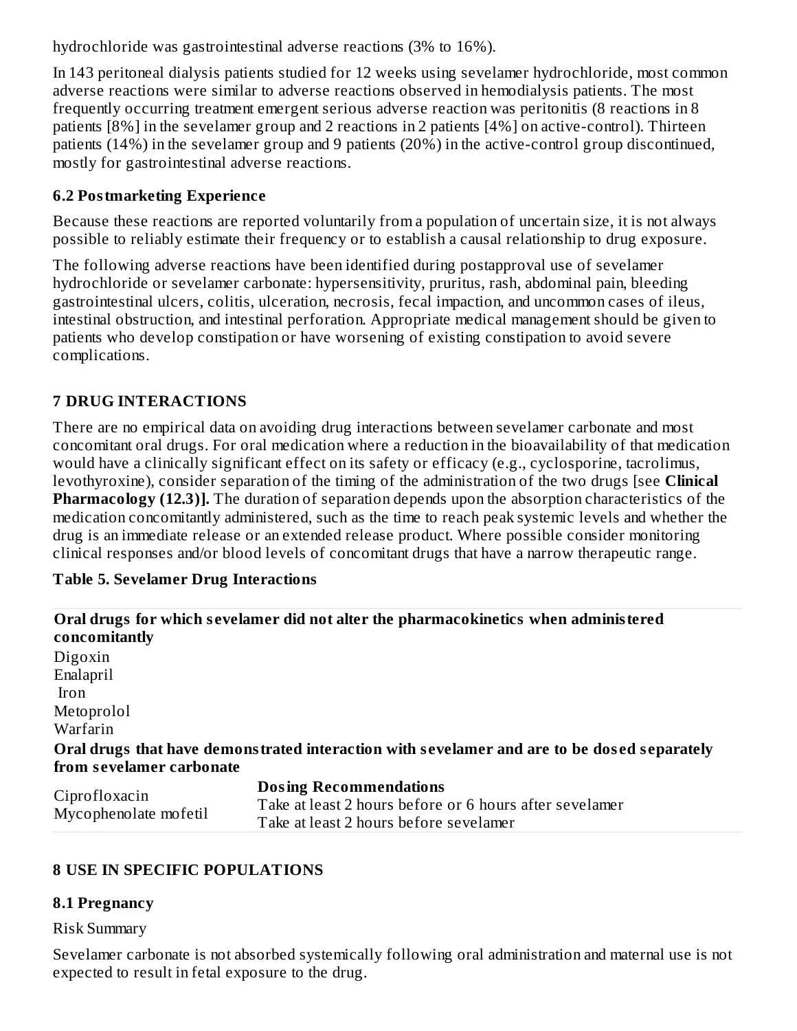hydrochloride was gastrointestinal adverse reactions (3% to 16%).

In 143 peritoneal dialysis patients studied for 12 weeks using sevelamer hydrochloride, most common adverse reactions were similar to adverse reactions observed in hemodialysis patients. The most frequently occurring treatment emergent serious adverse reaction was peritonitis (8 reactions in 8 patients [8%] in the sevelamer group and 2 reactions in 2 patients [4%] on active-control). Thirteen patients (14%) in the sevelamer group and 9 patients (20%) in the active-control group discontinued, mostly for gastrointestinal adverse reactions.

### 6.2 Postmarketing Experience

Because these reactions are reported voluntarily from a population of uncertain size, it is not always possible to reliably estimate their frequency or to establish a causal relationship to drug exposure.

The following adverse reactions have been identified during postapproval use of sevelamer hydrochloride or sevelamer carbonate: hypersensitivity, pruritus, rash, abdominal pain, bleeding gastrointestinal ulcers, colitis, ulceration, necrosis, fecal impaction, and uncommon cases of ileus, intestinal obstruction, and intestinal perforation. Appropriate medical management should be given to patients who develop constipation or have worsening of existing constipation to avoid severe complications.

## 7 DRUG INTERACTIONS

There are no empirical data on avoiding drug interactions between sevelamer carbonate and most concomitant oral drugs. For oral medication where a reduction in the bioavailability of that medication would have a clinically significant effect on its safety or efficacy (e.g., cyclosporine, tacrolimus, levothyroxine), consider separation of the timing of the administration of the two drugs [see **Clinical Pharmacology (12.3)].** The duration of separation depends upon the absorption characteristics of the medication concomitantly administered, such as the time to reach peak systemic levels and whether the drug is an immediate release or an extended release product. Where possible consider monitoring clinical responses and/or blood levels of concomitant drugs that have a narrow therapeutic range.

**Table 5. Sevelamer Drug Interactions**

| **Oral drugs for which sevelamer did not alter the pharmacokinetics when administered concomitantly** | |
|---|---|
| Digoxin | |
| Enalapril | |
| Iron | |
| Metoprolol | |
| Warfarin | |
| **Oral drugs that have demonstrated interaction with sevelamer and are to be dosed separately from sevelamer carbonate** | |
| | **Dosing Recommendations** |
| Ciprofloxacin | Take at least 2 hours before or 6 hours after sevelamer |
| Mycophenolate mofetil | Take at least 2 hours before sevelamer |

## 8 USE IN SPECIFIC POPULATIONS

### 8.1 Pregnancy

Risk Summary

Sevelamer carbonate is not absorbed systemically following oral administration and maternal use is not expected to result in fetal exposure to the drug.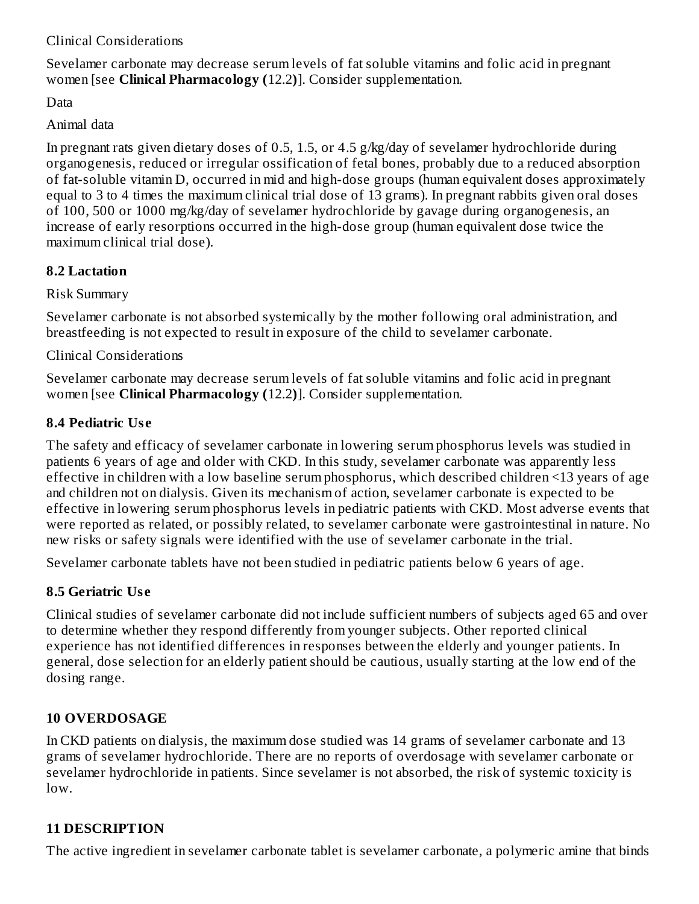Clinical Considerations

Sevelamer carbonate may decrease serum levels of fat soluble vitamins and folic acid in pregnant women [see **Clinical Pharmacology (**12.2**)**]. Consider supplementation.

Data

Animal data

In pregnant rats given dietary doses of 0.5, 1.5, or 4.5 g/kg/day of sevelamer hydrochloride during organogenesis, reduced or irregular ossification of fetal bones, probably due to a reduced absorption of fat-soluble vitamin D, occurred in mid and high-dose groups (human equivalent doses approximately equal to 3 to 4 times the maximum clinical trial dose of 13 grams). In pregnant rabbits given oral doses of 100, 500 or 1000 mg/kg/day of sevelamer hydrochloride by gavage during organogenesis, an increase of early resorptions occurred in the high-dose group (human equivalent dose twice the maximum clinical trial dose).

### 8.2 Lactation

Risk Summary

Sevelamer carbonate is not absorbed systemically by the mother following oral administration, and breastfeeding is not expected to result in exposure of the child to sevelamer carbonate.

Clinical Considerations

Sevelamer carbonate may decrease serum levels of fat soluble vitamins and folic acid in pregnant women [see **Clinical Pharmacology (**12.2**)**]. Consider supplementation.

### 8.4 Pediatric Use

The safety and efficacy of sevelamer carbonate in lowering serum phosphorus levels was studied in patients 6 years of age and older with CKD. In this study, sevelamer carbonate was apparently less effective in children with a low baseline serum phosphorus, which described children <13 years of age and children not on dialysis. Given its mechanism of action, sevelamer carbonate is expected to be effective in lowering serum phosphorus levels in pediatric patients with CKD. Most adverse events that were reported as related, or possibly related, to sevelamer carbonate were gastrointestinal in nature. No new risks or safety signals were identified with the use of sevelamer carbonate in the trial.

Sevelamer carbonate tablets have not been studied in pediatric patients below 6 years of age.

### 8.5 Geriatric Use

Clinical studies of sevelamer carbonate did not include sufficient numbers of subjects aged 65 and over to determine whether they respond differently from younger subjects. Other reported clinical experience has not identified differences in responses between the elderly and younger patients. In general, dose selection for an elderly patient should be cautious, usually starting at the low end of the dosing range.

## 10 OVERDOSAGE

In CKD patients on dialysis, the maximum dose studied was 14 grams of sevelamer carbonate and 13 grams of sevelamer hydrochloride. There are no reports of overdosage with sevelamer carbonate or sevelamer hydrochloride in patients. Since sevelamer is not absorbed, the risk of systemic toxicity is low.

## 11 DESCRIPTION

The active ingredient in sevelamer carbonate tablet is sevelamer carbonate, a polymeric amine that binds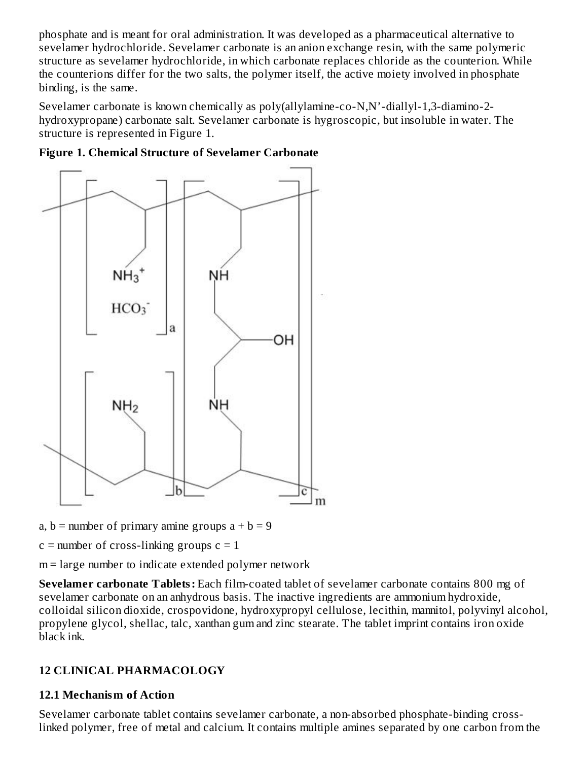phosphate and is meant for oral administration. It was developed as a pharmaceutical alternative to sevelamer hydrochloride. Sevelamer carbonate is an anion exchange resin, with the same polymeric structure as sevelamer hydrochloride, in which carbonate replaces chloride as the counterion. While the counterions differ for the two salts, the polymer itself, the active moiety involved in phosphate binding, is the same.

Sevelamer carbonate is known chemically as poly(allylamine-co-N,N'-diallyl-1,3-diamino-2-hydroxypropane) carbonate salt. Sevelamer carbonate is hygroscopic, but insoluble in water. The structure is represented in Figure 1.

**Figure 1. Chemical Structure of Sevelamer Carbonate**

a, b = number of primary amine groups a + b = 9

c = number of cross-linking groups c = 1

m = large number to indicate extended polymer network

**Sevelamer carbonate Tablets:** Each film-coated tablet of sevelamer carbonate contains 800 mg of sevelamer carbonate on an anhydrous basis. The inactive ingredients are ammonium hydroxide, colloidal silicon dioxide, crospovidone, hydroxypropyl cellulose, lecithin, mannitol, polyvinyl alcohol, propylene glycol, shellac, talc, xanthan gum and zinc stearate. The tablet imprint contains iron oxide black ink.

## 12 CLINICAL PHARMACOLOGY

### 12.1 Mechanism of Action

Sevelamer carbonate tablet contains sevelamer carbonate, a non-absorbed phosphate-binding cross-linked polymer, free of metal and calcium. It contains multiple amines separated by one carbon from the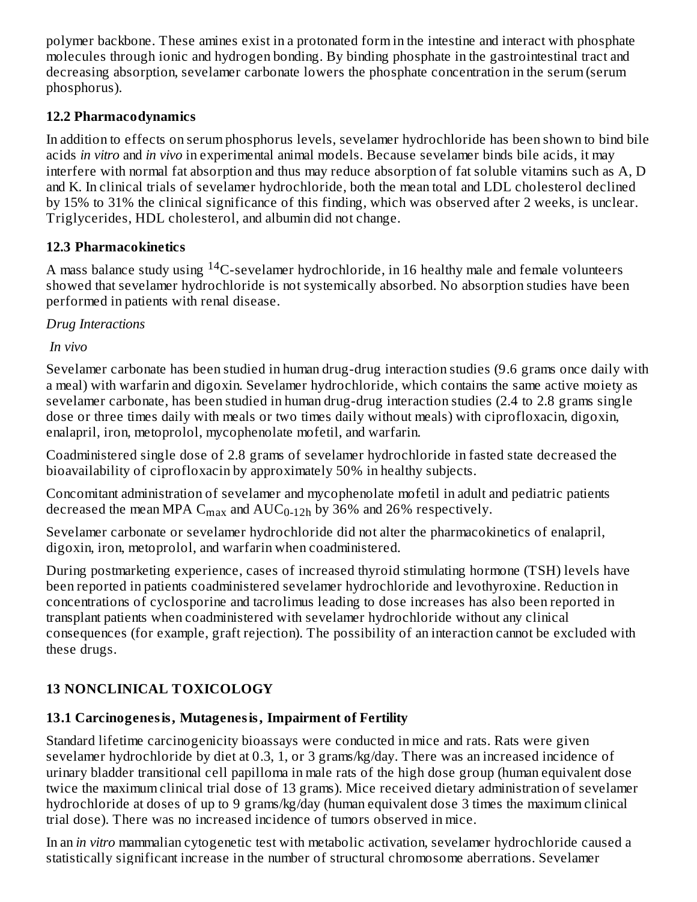polymer backbone. These amines exist in a protonated form in the intestine and interact with phosphate molecules through ionic and hydrogen bonding. By binding phosphate in the gastrointestinal tract and decreasing absorption, sevelamer carbonate lowers the phosphate concentration in the serum (serum phosphorus).

### 12.2 Pharmacodynamics

In addition to effects on serum phosphorus levels, sevelamer hydrochloride has been shown to bind bile acids *in vitro* and *in vivo* in experimental animal models. Because sevelamer binds bile acids, it may interfere with normal fat absorption and thus may reduce absorption of fat soluble vitamins such as A, D and K. In clinical trials of sevelamer hydrochloride, both the mean total and LDL cholesterol declined by 15% to 31% the clinical significance of this finding, which was observed after 2 weeks, is unclear. Triglycerides, HDL cholesterol, and albumin did not change.

### 12.3 Pharmacokinetics

A mass balance study using $^{14}$C-sevelamer hydrochloride, in 16 healthy male and female volunteers showed that sevelamer hydrochloride is not systemically absorbed. No absorption studies have been performed in patients with renal disease.

*Drug Interactions*

*In vivo*

Sevelamer carbonate has been studied in human drug-drug interaction studies (9.6 grams once daily with a meal) with warfarin and digoxin. Sevelamer hydrochloride, which contains the same active moiety as sevelamer carbonate, has been studied in human drug-drug interaction studies (2.4 to 2.8 grams single dose or three times daily with meals or two times daily without meals) with ciprofloxacin, digoxin, enalapril, iron, metoprolol, mycophenolate mofetil, and warfarin.

Coadministered single dose of 2.8 grams of sevelamer hydrochloride in fasted state decreased the bioavailability of ciprofloxacin by approximately 50% in healthy subjects.

Concomitant administration of sevelamer and mycophenolate mofetil in adult and pediatric patients decreased the mean MPA $C_{max}$ and $AUC_{0\text{-}12h}$ by 36% and 26% respectively.

Sevelamer carbonate or sevelamer hydrochloride did not alter the pharmacokinetics of enalapril, digoxin, iron, metoprolol, and warfarin when coadministered.

During postmarketing experience, cases of increased thyroid stimulating hormone (TSH) levels have been reported in patients coadministered sevelamer hydrochloride and levothyroxine. Reduction in concentrations of cyclosporine and tacrolimus leading to dose increases has also been reported in transplant patients when coadministered with sevelamer hydrochloride without any clinical consequences (for example, graft rejection). The possibility of an interaction cannot be excluded with these drugs.

## 13 NONCLINICAL TOXICOLOGY

### 13.1 Carcinogenesis, Mutagenesis, Impairment of Fertility

Standard lifetime carcinogenicity bioassays were conducted in mice and rats. Rats were given sevelamer hydrochloride by diet at 0.3, 1, or 3 grams/kg/day. There was an increased incidence of urinary bladder transitional cell papilloma in male rats of the high dose group (human equivalent dose twice the maximum clinical trial dose of 13 grams). Mice received dietary administration of sevelamer hydrochloride at doses of up to 9 grams/kg/day (human equivalent dose 3 times the maximum clinical trial dose). There was no increased incidence of tumors observed in mice.

In an *in vitro* mammalian cytogenetic test with metabolic activation, sevelamer hydrochloride caused a statistically significant increase in the number of structural chromosome aberrations. Sevelamer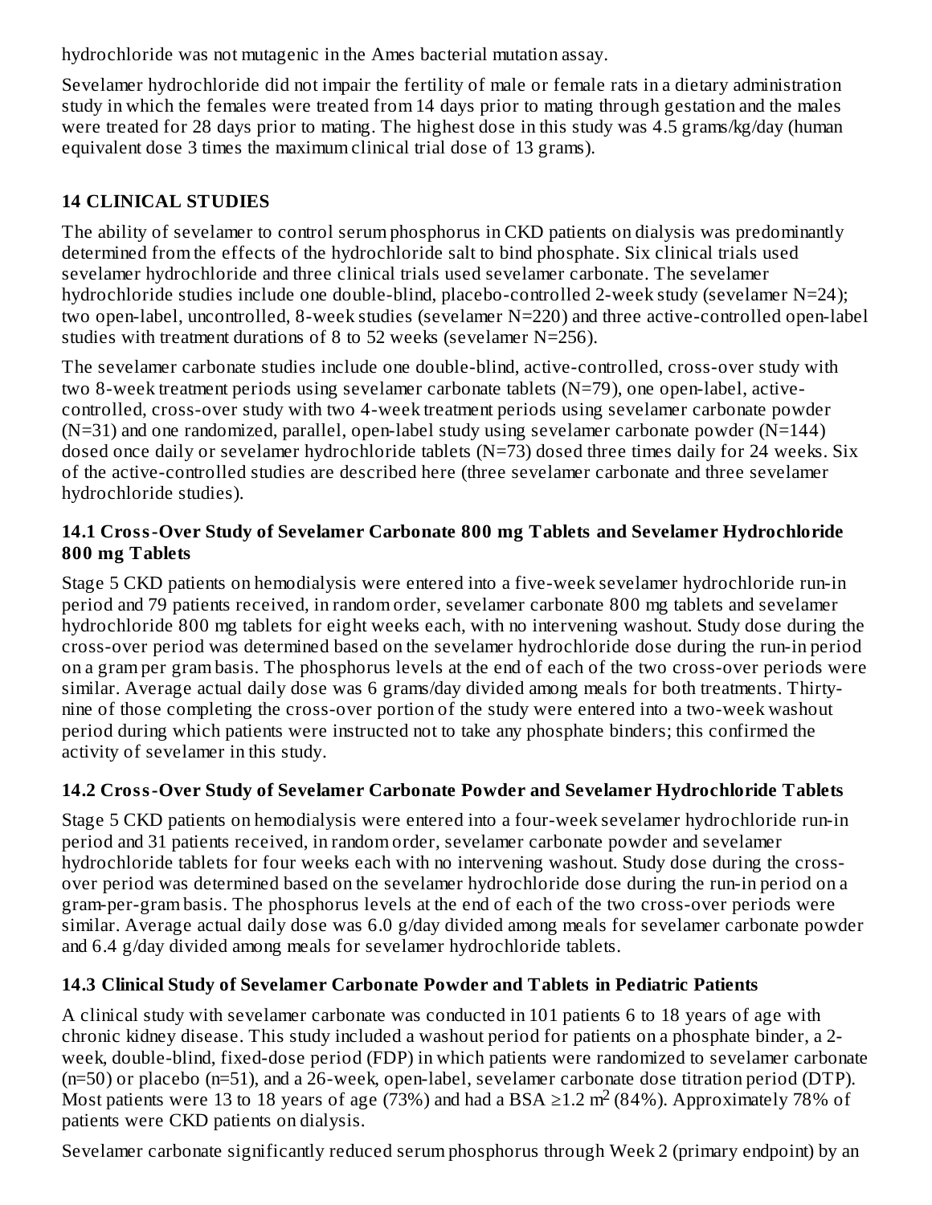hydrochloride was not mutagenic in the Ames bacterial mutation assay.

Sevelamer hydrochloride did not impair the fertility of male or female rats in a dietary administration study in which the females were treated from 14 days prior to mating through gestation and the males were treated for 28 days prior to mating. The highest dose in this study was 4.5 grams/kg/day (human equivalent dose 3 times the maximum clinical trial dose of 13 grams).

## 14 CLINICAL STUDIES

The ability of sevelamer to control serum phosphorus in CKD patients on dialysis was predominantly determined from the effects of the hydrochloride salt to bind phosphate. Six clinical trials used sevelamer hydrochloride and three clinical trials used sevelamer carbonate. The sevelamer hydrochloride studies include one double-blind, placebo-controlled 2-week study (sevelamer N=24); two open-label, uncontrolled, 8-week studies (sevelamer N=220) and three active-controlled open-label studies with treatment durations of 8 to 52 weeks (sevelamer N=256).

The sevelamer carbonate studies include one double-blind, active-controlled, cross-over study with two 8-week treatment periods using sevelamer carbonate tablets (N=79), one open-label, active-controlled, cross-over study with two 4-week treatment periods using sevelamer carbonate powder (N=31) and one randomized, parallel, open-label study using sevelamer carbonate powder (N=144) dosed once daily or sevelamer hydrochloride tablets (N=73) dosed three times daily for 24 weeks. Six of the active-controlled studies are described here (three sevelamer carbonate and three sevelamer hydrochloride studies).

### 14.1 Cross-Over Study of Sevelamer Carbonate 800 mg Tablets and Sevelamer Hydrochloride 800 mg Tablets

Stage 5 CKD patients on hemodialysis were entered into a five-week sevelamer hydrochloride run-in period and 79 patients received, in random order, sevelamer carbonate 800 mg tablets and sevelamer hydrochloride 800 mg tablets for eight weeks each, with no intervening washout. Study dose during the cross-over period was determined based on the sevelamer hydrochloride dose during the run-in period on a gram per gram basis. The phosphorus levels at the end of each of the two cross-over periods were similar. Average actual daily dose was 6 grams/day divided among meals for both treatments. Thirty-nine of those completing the cross-over portion of the study were entered into a two-week washout period during which patients were instructed not to take any phosphate binders; this confirmed the activity of sevelamer in this study.

### 14.2 Cross-Over Study of Sevelamer Carbonate Powder and Sevelamer Hydrochloride Tablets

Stage 5 CKD patients on hemodialysis were entered into a four-week sevelamer hydrochloride run-in period and 31 patients received, in random order, sevelamer carbonate powder and sevelamer hydrochloride tablets for four weeks each with no intervening washout. Study dose during the cross-over period was determined based on the sevelamer hydrochloride dose during the run-in period on a gram-per-gram basis. The phosphorus levels at the end of each of the two cross-over periods were similar. Average actual daily dose was 6.0 g/day divided among meals for sevelamer carbonate powder and 6.4 g/day divided among meals for sevelamer hydrochloride tablets.

### 14.3 Clinical Study of Sevelamer Carbonate Powder and Tablets in Pediatric Patients

A clinical study with sevelamer carbonate was conducted in 101 patients 6 to 18 years of age with chronic kidney disease. This study included a washout period for patients on a phosphate binder, a 2-week, double-blind, fixed-dose period (FDP) in which patients were randomized to sevelamer carbonate (n=50) or placebo (n=51), and a 26-week, open-label, sevelamer carbonate dose titration period (DTP). Most patients were 13 to 18 years of age (73%) and had a BSA ≥1.2 $m^2$ (84%). Approximately 78% of patients were CKD patients on dialysis.

Sevelamer carbonate significantly reduced serum phosphorus through Week 2 (primary endpoint) by an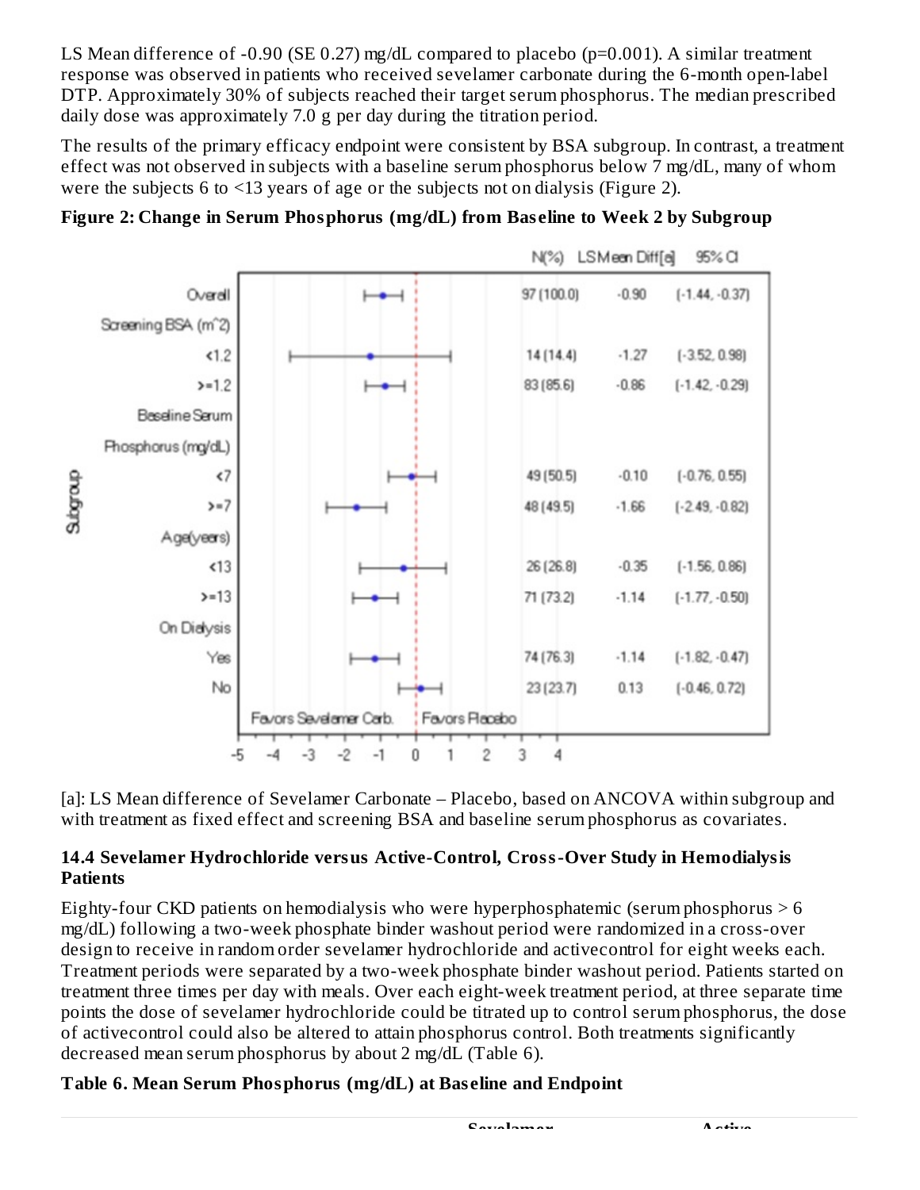LS Mean difference of -0.90 (SE 0.27) mg/dL compared to placebo (p=0.001). A similar treatment response was observed in patients who received sevelamer carbonate during the 6-month open-label DTP. Approximately 30% of subjects reached their target serum phosphorus. The median prescribed daily dose was approximately 7.0 g per day during the titration period.

The results of the primary efficacy endpoint were consistent by BSA subgroup. In contrast, a treatment effect was not observed in subjects with a baseline serum phosphorus below 7 mg/dL, many of whom were the subjects 6 to <13 years of age or the subjects not on dialysis (Figure 2).

**Figure 2: Change in Serum Phosphorus (mg/dL) from Baseline to Week 2 by Subgroup**

| Subgroup | N(%) | LS Mean Diff[a] | 95% CI |
|---|---|---|---|
| Overall | 97 (100.0) | -0.90 | (-1.44, -0.37) |
| Screening BSA (m^2) | | | |
| <1.2 | 14 (14.4) | -1.27 | (-3.52, 0.98) |
| >=1.2 | 83 (85.6) | -0.86 | (-1.42, -0.29) |
| Baseline Serum Phosphorus (mg/dL) | | | |
| <7 | 49 (50.5) | -0.10 | (-0.76, 0.55) |
| >=7 | 48 (49.5) | -1.66 | (-2.49, -0.82) |
| Age(years) | | | |
| <13 | 26 (26.8) | -0.35 | (-1.56, 0.86) |
| >=13 | 71 (73.2) | -1.14 | (-1.77, -0.50) |
| On Dialysis | | | |
| Yes | 74 (76.3) | -1.14 | (-1.82, -0.47) |
| No | 23 (23.7) | 0.13 | (-0.46, 0.72) |

Favors Sevelamer Carb. | Favors Placebo

[a]: LS Mean difference of Sevelamer Carbonate – Placebo, based on ANCOVA within subgroup and with treatment as fixed effect and screening BSA and baseline serum phosphorus as covariates.

### 14.4 Sevelamer Hydrochloride versus Active-Control, Cross-Over Study in Hemodialysis Patients

Eighty-four CKD patients on hemodialysis who were hyperphosphatemic (serum phosphorus > 6 mg/dL) following a two-week phosphate binder washout period were randomized in a cross-over design to receive in random order sevelamer hydrochloride and activecontrol for eight weeks each. Treatment periods were separated by a two-week phosphate binder washout period. Patients started on treatment three times per day with meals. Over each eight-week treatment period, at three separate time points the dose of sevelamer hydrochloride could be titrated up to control serum phosphorus, the dose of activecontrol could also be altered to attain phosphorus control. Both treatments significantly decreased mean serum phosphorus by about 2 mg/dL (Table 6).

**Table 6. Mean Serum Phosphorus (mg/dL) at Baseline and Endpoint**

| | Sevelamer | Active |
|---|---|---|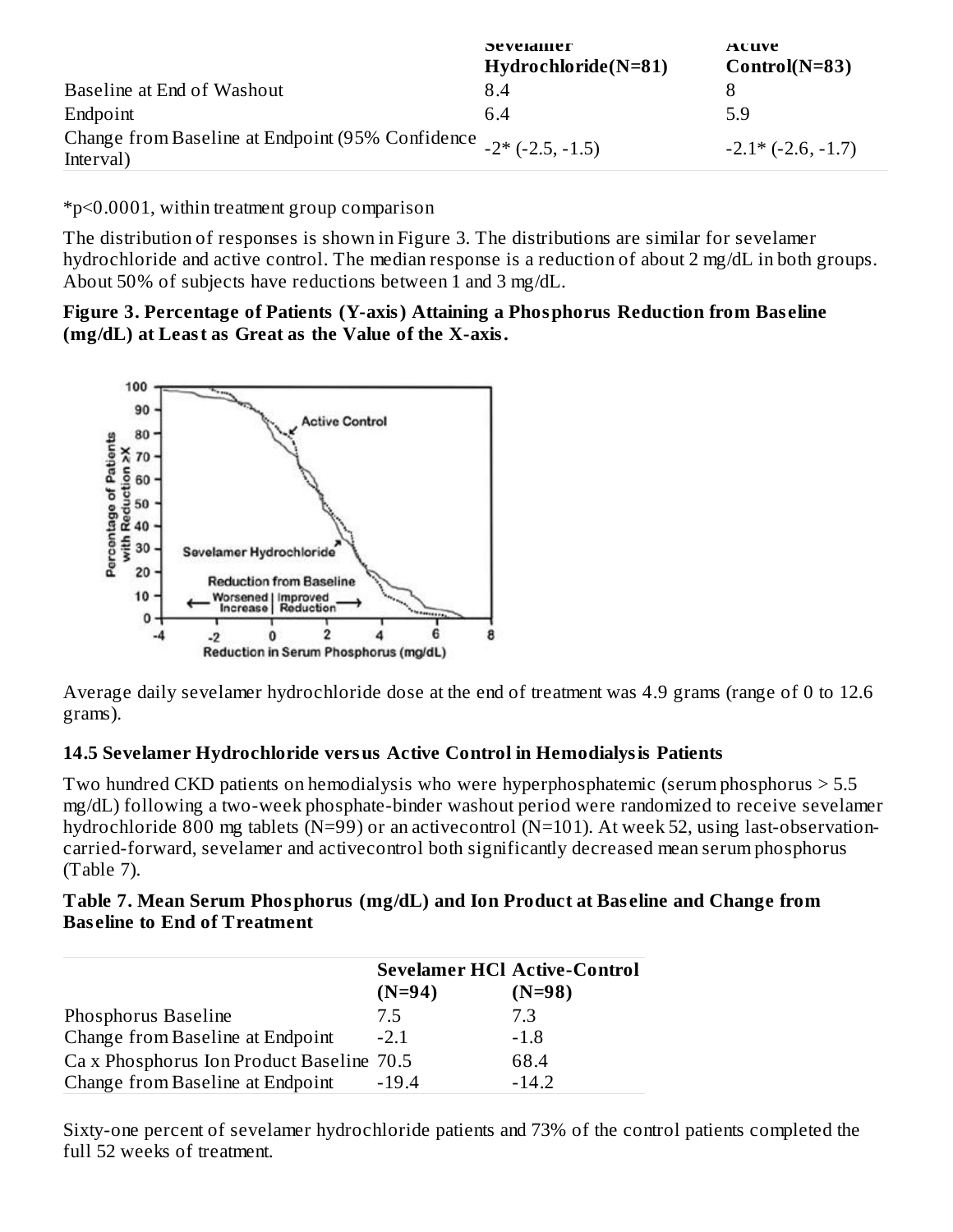| | Sevelamer Hydrochloride(N=81) | Active Control(N=83) |
|---|---|---|
| Baseline at End of Washout | 8.4 | 8 |
| Endpoint | 6.4 | 5.9 |
| Change from Baseline at Endpoint (95% Confidence Interval) | -2* (-2.5, -1.5) | -2.1* (-2.6, -1.7) |

*p<0.0001, within treatment group comparison

The distribution of responses is shown in Figure 3. The distributions are similar for sevelamer hydrochloride and active control. The median response is a reduction of about 2 mg/dL in both groups. About 50% of subjects have reductions between 1 and 3 mg/dL.

**Figure 3. Percentage of Patients (Y-axis) Attaining a Phosphorus Reduction from Baseline (mg/dL) at Least as Great as the Value of the X-axis.**

Average daily sevelamer hydrochloride dose at the end of treatment was 4.9 grams (range of 0 to 12.6 grams).

### 14.5 Sevelamer Hydrochloride versus Active Control in Hemodialysis Patients

Two hundred CKD patients on hemodialysis who were hyperphosphatemic (serum phosphorus > 5.5 mg/dL) following a two-week phosphate-binder washout period were randomized to receive sevelamer hydrochloride 800 mg tablets (N=99) or an activecontrol (N=101). At week 52, using last-observation-carried-forward, sevelamer and activecontrol both significantly decreased mean serum phosphorus (Table 7).

**Table 7. Mean Serum Phosphorus (mg/dL) and Ion Product at Baseline and Change from Baseline to End of Treatment**

| | Sevelamer HCl (N=94) | Active-Control (N=98) |
|---|---|---|
| Phosphorus Baseline | 7.5 | 7.3 |
| Change from Baseline at Endpoint | -2.1 | -1.8 |
| Ca x Phosphorus Ion Product Baseline | 70.5 | 68.4 |
| Change from Baseline at Endpoint | -19.4 | -14.2 |

Sixty-one percent of sevelamer hydrochloride patients and 73% of the control patients completed the full 52 weeks of treatment.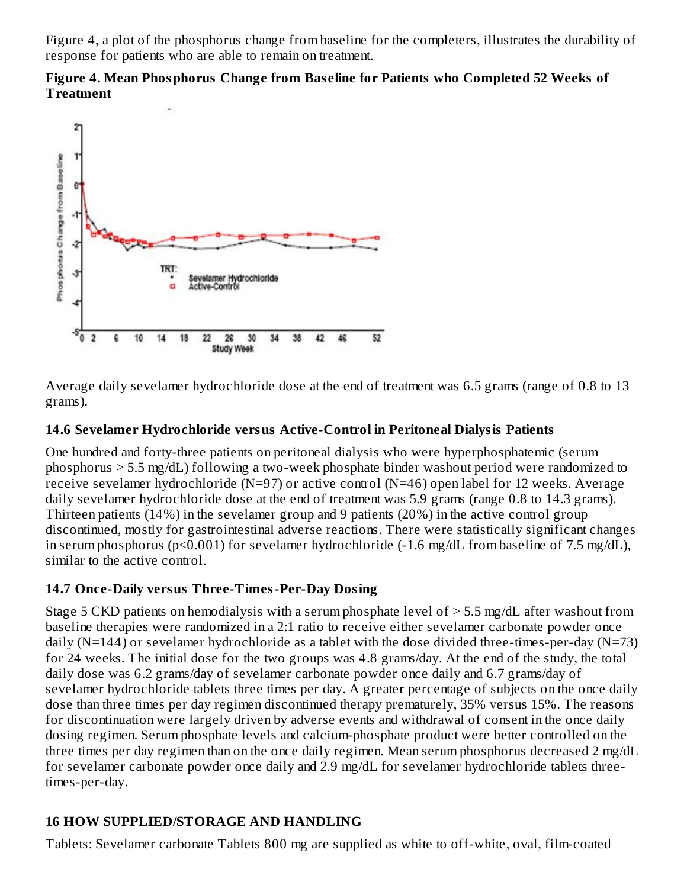Figure 4, a plot of the phosphorus change from baseline for the completers, illustrates the durability of response for patients who are able to remain on treatment.

**Figure 4. Mean Phosphorus Change from Baseline for Patients who Completed 52 Weeks of Treatment**

Average daily sevelamer hydrochloride dose at the end of treatment was 6.5 grams (range of 0.8 to 13 grams).

### 14.6 Sevelamer Hydrochloride versus Active-Control in Peritoneal Dialysis Patients

One hundred and forty-three patients on peritoneal dialysis who were hyperphosphatemic (serum phosphorus > 5.5 mg/dL) following a two-week phosphate binder washout period were randomized to receive sevelamer hydrochloride (N=97) or active control (N=46) open label for 12 weeks. Average daily sevelamer hydrochloride dose at the end of treatment was 5.9 grams (range 0.8 to 14.3 grams). Thirteen patients (14%) in the sevelamer group and 9 patients (20%) in the active control group discontinued, mostly for gastrointestinal adverse reactions. There were statistically significant changes in serum phosphorus ($p<0.001$) for sevelamer hydrochloride (-1.6 mg/dL from baseline of 7.5 mg/dL), similar to the active control.

### 14.7 Once-Daily versus Three-Times-Per-Day Dosing

Stage 5 CKD patients on hemodialysis with a serum phosphate level of > 5.5 mg/dL after washout from baseline therapies were randomized in a 2:1 ratio to receive either sevelamer carbonate powder once daily (N=144) or sevelamer hydrochloride as a tablet with the dose divided three-times-per-day (N=73) for 24 weeks. The initial dose for the two groups was 4.8 grams/day. At the end of the study, the total daily dose was 6.2 grams/day of sevelamer carbonate powder once daily and 6.7 grams/day of sevelamer hydrochloride tablets three times per day. A greater percentage of subjects on the once daily dose than three times per day regimen discontinued therapy prematurely, 35% versus 15%. The reasons for discontinuation were largely driven by adverse events and withdrawal of consent in the once daily dosing regimen. Serum phosphate levels and calcium-phosphate product were better controlled on the three times per day regimen than on the once daily regimen. Mean serum phosphorus decreased 2 mg/dL for sevelamer carbonate powder once daily and 2.9 mg/dL for sevelamer hydrochloride tablets three-times-per-day.

## 16 HOW SUPPLIED/STORAGE AND HANDLING

Tablets: Sevelamer carbonate Tablets 800 mg are supplied as white to off-white, oval, film-coated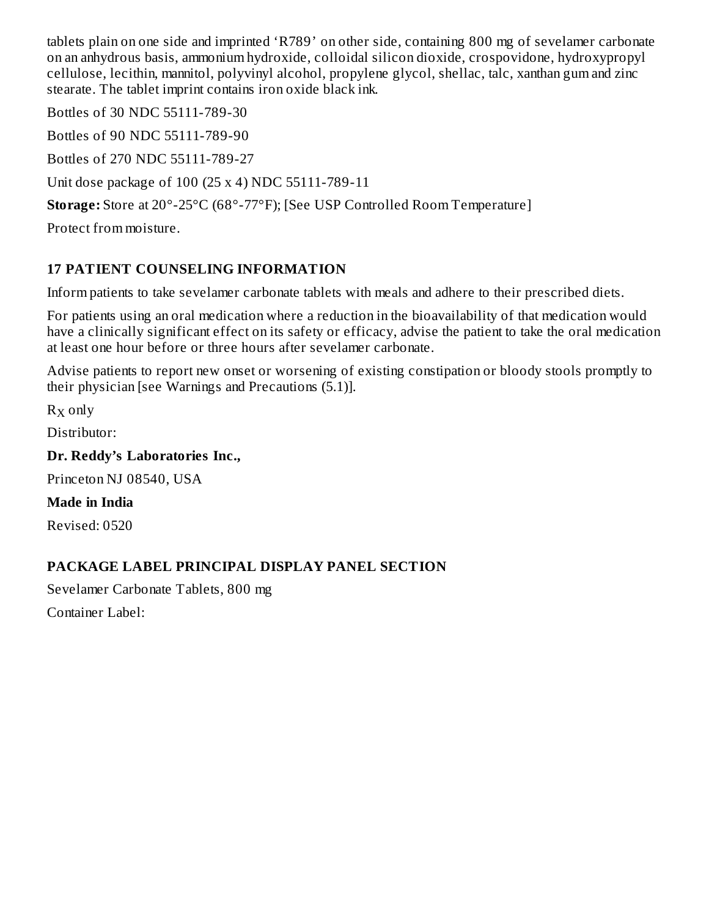tablets plain on one side and imprinted 'R789' on other side, containing 800 mg of sevelamer carbonate on an anhydrous basis, ammonium hydroxide, colloidal silicon dioxide, crospovidone, hydroxypropyl cellulose, lecithin, mannitol, polyvinyl alcohol, propylene glycol, shellac, talc, xanthan gum and zinc stearate. The tablet imprint contains iron oxide black ink.

Bottles of 30 NDC 55111-789-30

Bottles of 90 NDC 55111-789-90

Bottles of 270 NDC 55111-789-27

Unit dose package of 100 (25 x 4) NDC 55111-789-11

**Storage:** Store at 20°-25°C (68°-77°F); [See USP Controlled Room Temperature]

Protect from moisture.

## 17 PATIENT COUNSELING INFORMATION

Inform patients to take sevelamer carbonate tablets with meals and adhere to their prescribed diets.

For patients using an oral medication where a reduction in the bioavailability of that medication would have a clinically significant effect on its safety or efficacy, advise the patient to take the oral medication at least one hour before or three hours after sevelamer carbonate.

Advise patients to report new onset or worsening of existing constipation or bloody stools promptly to their physician [see Warnings and Precautions (5.1)].

$R_X$ only

Distributor:

**Dr. Reddy's Laboratories Inc.,**

Princeton NJ 08540, USA

**Made in India**

Revised: 0520

## PACKAGE LABEL PRINCIPAL DISPLAY PANEL SECTION

Sevelamer Carbonate Tablets, 800 mg

Container Label: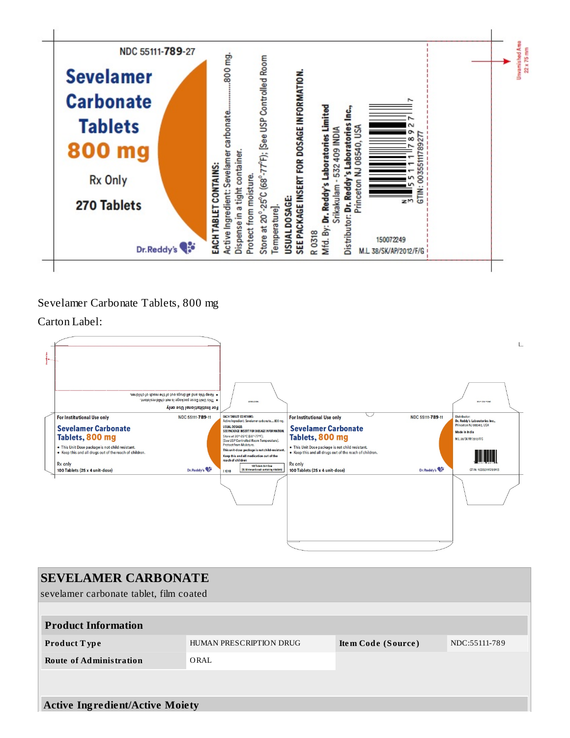NDC 55111-789-27

**Sevelamer Carbonate Tablets 800 mg**

Rx Only

270 Tablets

Dr.Reddy's

**EACH TABLET CONTAINS:**
Active Ingredient: Sevelamer carbonate..............800 mg.
Dispense in a tight container.
Protect from moisture.
Store at 20°-25°C (68°-77°F); [See USP Controlled Room Temperature].

**USUAL DOSAGE:**
**SEE PACKAGE INSERT FOR DOSAGE INFORMATION.**

R 0318

Mfd. By: **Dr. Reddy's Laboratories Limited**
Srikakulam - 532 409 INDIA

Distributor: **Dr. Reddy's Laboratories Inc.,**
Princeton NJ 08540, USA

N 3 55111 78927 7

GTIN: 00355111789277

150072249

M.L 38/SK/AP/2012/F/G

Unvarnished Area 22 x 75 mm

Sevelamer Carbonate Tablets, 800 mg

Carton Label:

For Institutional Use only

- This Unit Dose package is not child resistant.
- Keep this and all drugs out of the reach of children.

For Institutional Use only

NDC 55111-789-11

**Sevelamer Carbonate Tablets, 800 mg**

- This Unit Dose package is not child resistant.
- Keep this and all drugs out of the reach of children.

Rx only

100 Tablets (25 x 4 unit-dose)

Dr.Reddy's

**EACH TABLET CONTAINS:**
Active Ingredient: Sevelamer carbonate.....800 mg.

**USUAL DOSAGE:**
**SEE PACKAGE INSERT FOR DOSAGE INFORMATION.**

Store at 20°-25°C (68°-77°F);
[See USP Controlled Room Temperature].
Protect from Moisture.

**This unit-dose package is not child-resistant.**

**Keep this and all medication out of the reach of children**

100 Tablets Unit Dose
25 Blistercards each containing 4 tablets

I 1018

For Institutional Use only

NDC 55111-789-11

**Sevelamer Carbonate Tablets, 800 mg**

- This Unit Dose package is not child resistant.
- Keep this and all drugs out of the reach of children.

Rx only

100 Tablets (25 x 4 unit-dose)

Dr.Reddy's

Distributor:
Dr. Reddy's Laboratories Inc.,
Princeton NJ 08540, USA

Made in India

M.L 38/SK/AP/2012/F/G

GTIN: 10355111789113

# SEVELAMER CARBONATE

sevelamer carbonate tablet, film coated

| **Product Information** | | | |
|---|---|---|---|
| **Product Type** | HUMAN PRESCRIPTION DRUG | **Item Code (Source)** | NDC:55111-789 |
| **Route of Administration** | ORAL | | |

**Active Ingredient/Active Moiety**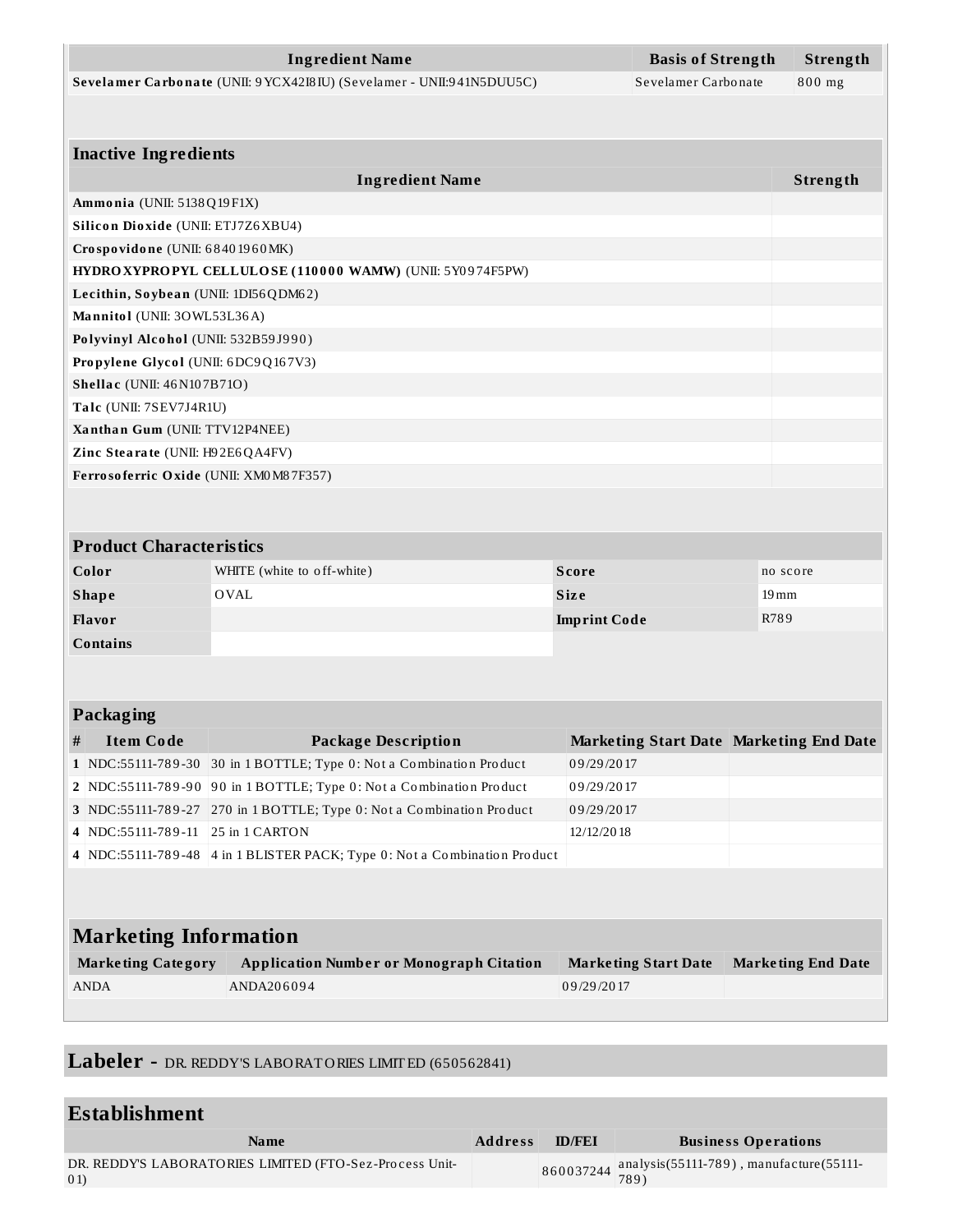| Ingredient Name | Basis of Strength | Strength |
|---|---|---|
| **Sevelamer Carbonate** (UNII: 9YCX42I8IU) (Sevelamer - UNII:941N5DUU5C) | Sevelamer Carbonate | 800 mg |

### Inactive Ingredients

| Ingredient Name | Strength |
|---|---|
| **Ammonia** (UNII: 5138Q19F1X) | |
| **Silicon Dioxide** (UNII: ETJ7Z6XBU4) | |
| **Crospovidone** (UNII: 68401960MK) | |
| **HYDROXYPROPYL CELLULOSE (110000 WAMW)** (UNII: 5Y0974F5PW) | |
| **Lecithin, Soybean** (UNII: 1DI56QDM62) | |
| **Mannitol** (UNII: 3OWL53L36A) | |
| **Polyvinyl Alcohol** (UNII: 532B59J990) | |
| **Propylene Glycol** (UNII: 6DC9Q167V3) | |
| **Shellac** (UNII: 46N107B71O) | |
| **Talc** (UNII: 7SEV7J4R1U) | |
| **Xanthan Gum** (UNII: TTV12P4NEE) | |
| **Zinc Stearate** (UNII: H92E6QA4FV) | |
| **Ferrosoferric Oxide** (UNII: XM0M87F357) | |

### Product Characteristics

| | | | |
|---|---|---|---|
| **Color** | WHITE (white to off-white) | **Score** | no score |
| **Shape** | OVAL | **Size** | 19mm |
| **Flavor** | | **Imprint Code** | R789 |
| **Contains** | | | |

### Packaging

| # | Item Code | Package Description | Marketing Start Date | Marketing End Date |
|---|---|---|---|---|
| 1 | NDC:55111-789-30 | 30 in 1 BOTTLE; Type 0: Not a Combination Product | 09/29/2017 | |
| 2 | NDC:55111-789-90 | 90 in 1 BOTTLE; Type 0: Not a Combination Product | 09/29/2017 | |
| 3 | NDC:55111-789-27 | 270 in 1 BOTTLE; Type 0: Not a Combination Product | 09/29/2017 | |
| 4 | NDC:55111-789-11 | 25 in 1 CARTON | 12/12/2018 | |
| 4 | NDC:55111-789-48 | 4 in 1 BLISTER PACK; Type 0: Not a Combination Product | | |

### Marketing Information

| Marketing Category | Application Number or Monograph Citation | Marketing Start Date | Marketing End Date |
|---|---|---|---|
| ANDA | ANDA206094 | 09/29/2017 | |

## Labeler - DR. REDDY'S LABORATORIES LIMITED (650562841)

## Establishment

| Name | Address | ID/FEI | Business Operations |
|---|---|---|---|
| DR. REDDY'S LABORATORIES LIMITED (FTO-Sez-Process Unit-01) | | 860037244 | analysis(55111-789) , manufacture(55111-789) |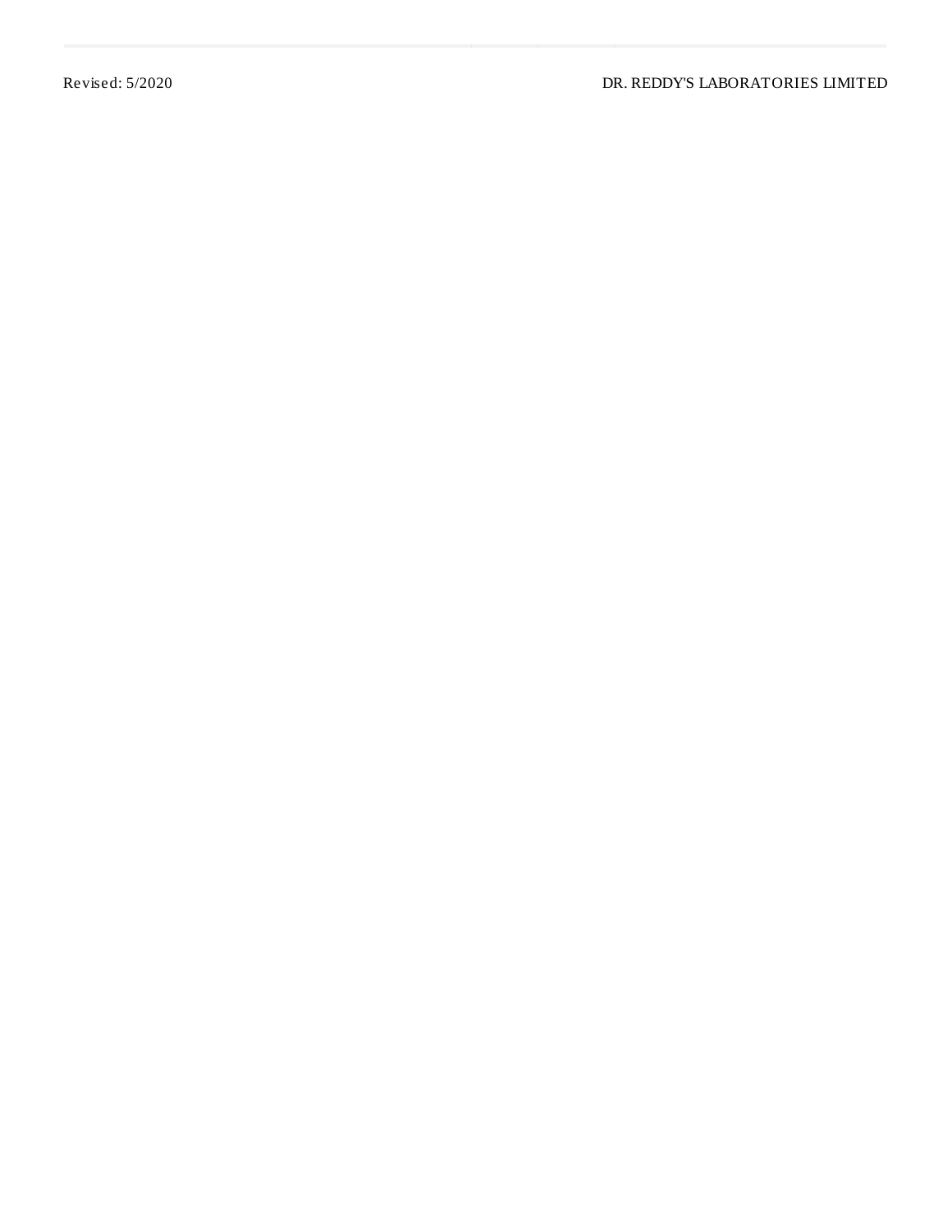Revised: 5/2020

DR. REDDY'S LABORATORIES LIMITED